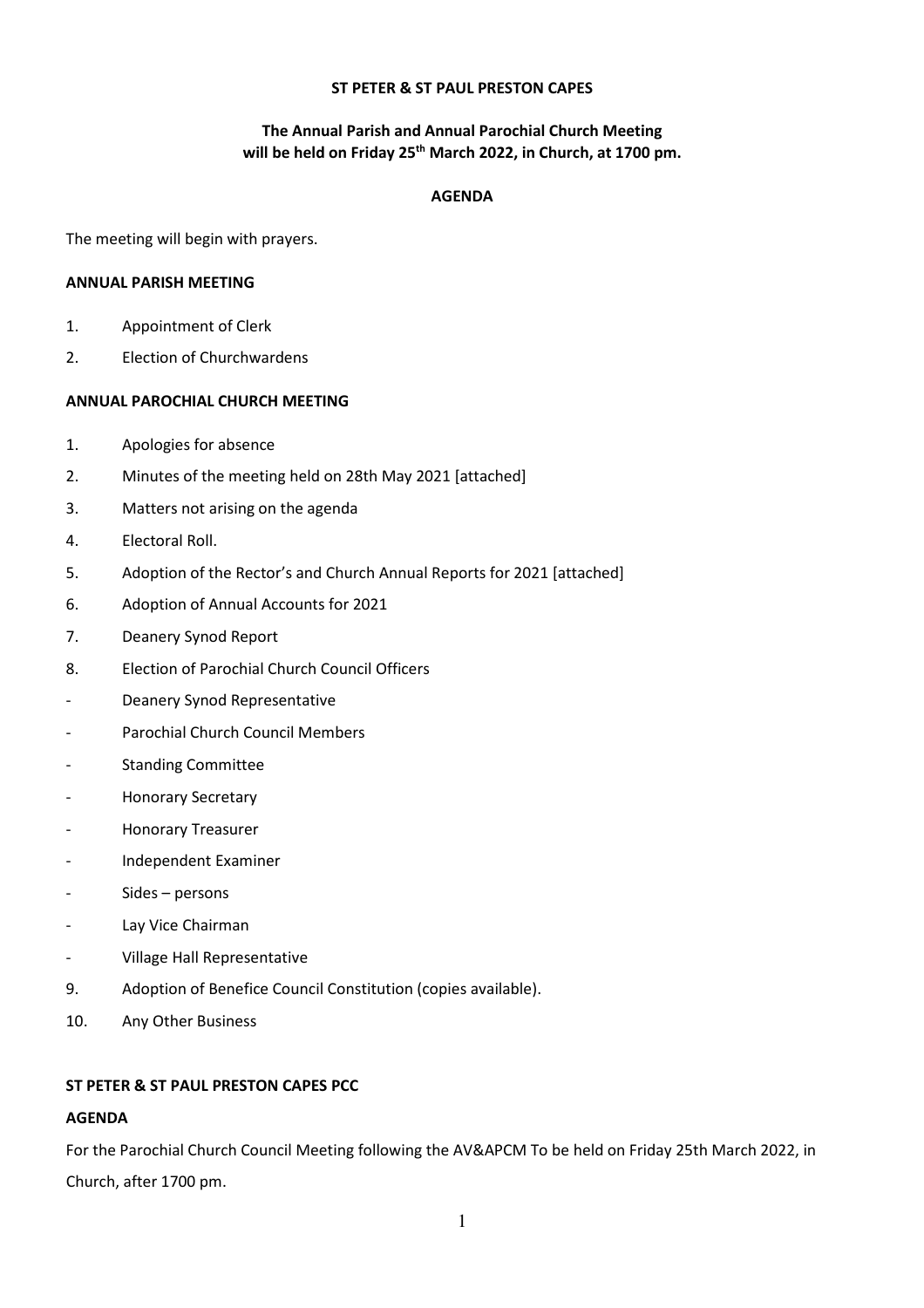**ST PETER & ST PAUL PRESTON CAPES**

**The Annual Parish and Annual Parochial Church Meeting will be held on Friday 25th March 2022, in Church, at 1700 pm.**

**AGENDA**

The meeting will begin with prayers.

**ANNUAL PARISH MEETING**

1. Appointment of Clerk
2. Election of Churchwardens

**ANNUAL PAROCHIAL CHURCH MEETING**

1. Apologies for absence
2. Minutes of the meeting held on 28th May 2021 [attached]
3. Matters not arising on the agenda
4. Electoral Roll.
5. Adoption of the Rector's and Church Annual Reports for 2021 [attached]
6. Adoption of Annual Accounts for 2021
7. Deanery Synod Report
8. Election of Parochial Church Council Officers

- Deanery Synod Representative
- Parochial Church Council Members
- Standing Committee
- Honorary Secretary
- Honorary Treasurer
- Independent Examiner
- Sides – persons
- Lay Vice Chairman
- Village Hall Representative

9. Adoption of Benefice Council Constitution (copies available).
10. Any Other Business

**ST PETER & ST PAUL PRESTON CAPES PCC**

**AGENDA**

For the Parochial Church Council Meeting following the AV&APCM To be held on Friday 25th March 2022, in Church, after 1700 pm.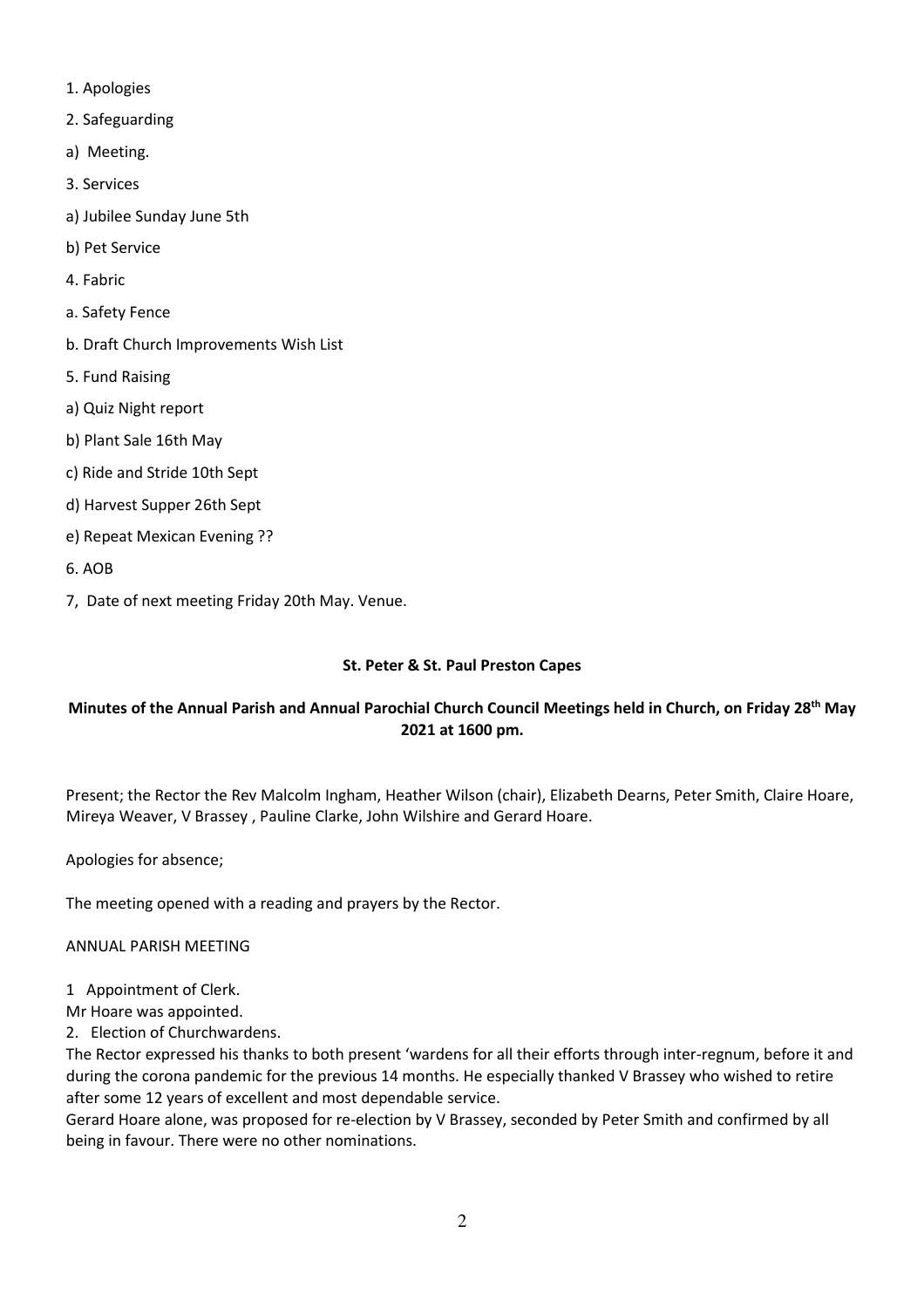1. Apologies

2. Safeguarding

a) Meeting.

3. Services

a) Jubilee Sunday June 5th

b) Pet Service

4. Fabric

a. Safety Fence

b. Draft Church Improvements Wish List

5. Fund Raising

a) Quiz Night report

b) Plant Sale 16th May

c) Ride and Stride 10th Sept

d) Harvest Supper 26th Sept

e) Repeat Mexican Evening ??

6. AOB

7, Date of next meeting Friday 20th May. Venue.

**St. Peter & St. Paul Preston Capes**

**Minutes of the Annual Parish and Annual Parochial Church Council Meetings held in Church, on Friday 28th May 2021 at 1600 pm.**

Present; the Rector the Rev Malcolm Ingham, Heather Wilson (chair), Elizabeth Dearns, Peter Smith, Claire Hoare, Mireya Weaver, V Brassey , Pauline Clarke, John Wilshire and Gerard Hoare.

Apologies for absence;

The meeting opened with a reading and prayers by the Rector.

ANNUAL PARISH MEETING

1 Appointment of Clerk.
Mr Hoare was appointed.

2. Election of Churchwardens.
The Rector expressed his thanks to both present 'wardens for all their efforts through inter-regnum, before it and during the corona pandemic for the previous 14 months. He especially thanked V Brassey who wished to retire after some 12 years of excellent and most dependable service.
Gerard Hoare alone, was proposed for re-election by V Brassey, seconded by Peter Smith and confirmed by all being in favour. There were no other nominations.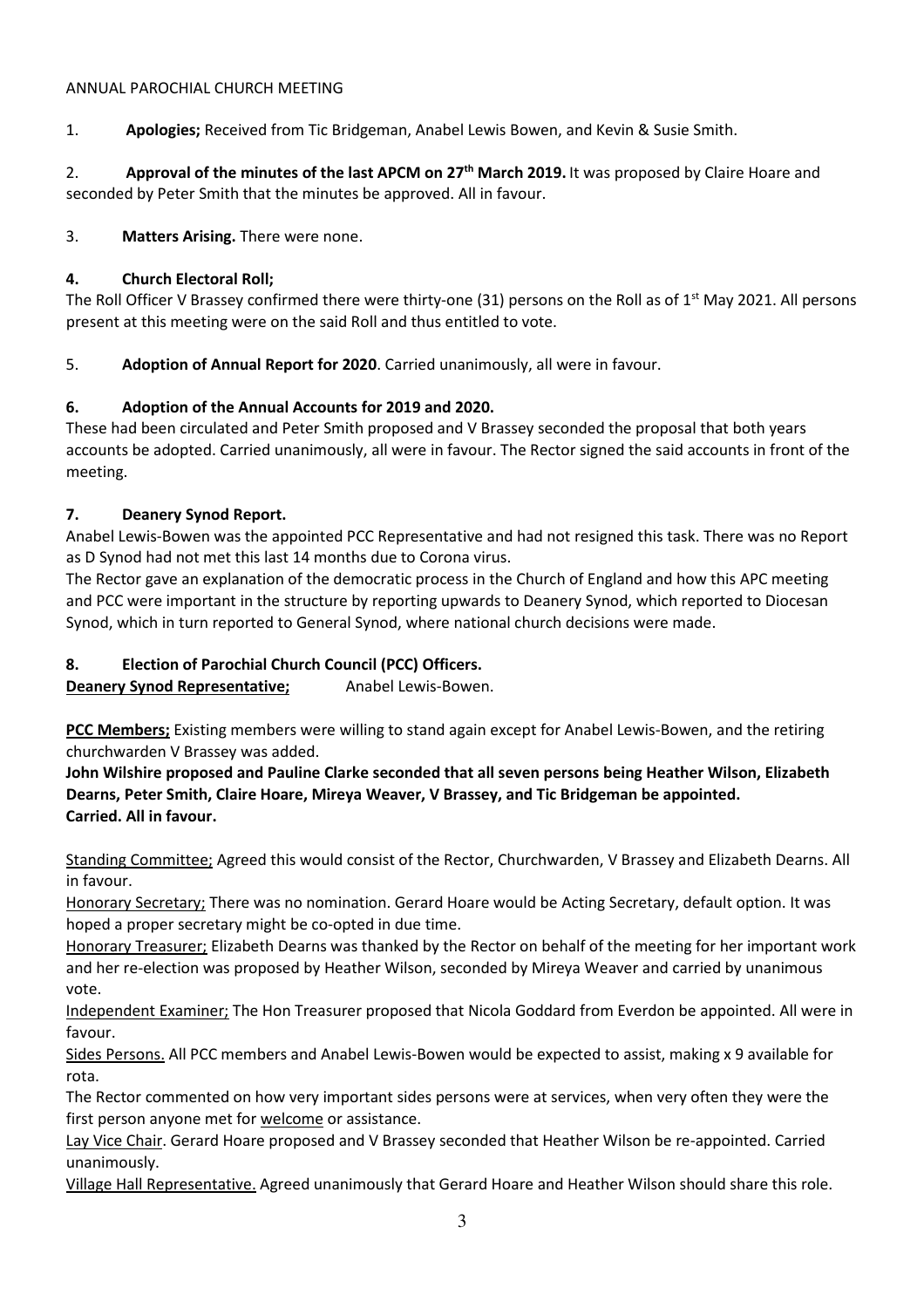ANNUAL PAROCHIAL CHURCH MEETING

1. **Apologies;** Received from Tic Bridgeman, Anabel Lewis Bowen, and Kevin & Susie Smith.

2. **Approval of the minutes of the last APCM on 27th March 2019.** It was proposed by Claire Hoare and seconded by Peter Smith that the minutes be approved. All in favour.

3. **Matters Arising.** There were none.

**4. Church Electoral Roll;**

The Roll Officer V Brassey confirmed there were thirty-one (31) persons on the Roll as of 1st May 2021. All persons present at this meeting were on the said Roll and thus entitled to vote.

5. **Adoption of Annual Report for 2020**. Carried unanimously, all were in favour.

**6. Adoption of the Annual Accounts for 2019 and 2020.**

These had been circulated and Peter Smith proposed and V Brassey seconded the proposal that both years accounts be adopted. Carried unanimously, all were in favour. The Rector signed the said accounts in front of the meeting.

**7. Deanery Synod Report.**

Anabel Lewis-Bowen was the appointed PCC Representative and had not resigned this task. There was no Report as D Synod had not met this last 14 months due to Corona virus.

The Rector gave an explanation of the democratic process in the Church of England and how this APC meeting and PCC were important in the structure by reporting upwards to Deanery Synod, which reported to Diocesan Synod, which in turn reported to General Synod, where national church decisions were made.

**8. Election of Parochial Church Council (PCC) Officers.**

**Deanery Synod Representative;** Anabel Lewis-Bowen.

**PCC Members;** Existing members were willing to stand again except for Anabel Lewis-Bowen, and the retiring churchwarden V Brassey was added.

**John Wilshire proposed and Pauline Clarke seconded that all seven persons being Heather Wilson, Elizabeth Dearns, Peter Smith, Claire Hoare, Mireya Weaver, V Brassey, and Tic Bridgeman be appointed. Carried. All in favour.**

Standing Committee; Agreed this would consist of the Rector, Churchwarden, V Brassey and Elizabeth Dearns. All in favour.

Honorary Secretary; There was no nomination. Gerard Hoare would be Acting Secretary, default option. It was hoped a proper secretary might be co-opted in due time.

Honorary Treasurer; Elizabeth Dearns was thanked by the Rector on behalf of the meeting for her important work and her re-election was proposed by Heather Wilson, seconded by Mireya Weaver and carried by unanimous vote.

Independent Examiner; The Hon Treasurer proposed that Nicola Goddard from Everdon be appointed. All were in favour.

Sides Persons. All PCC members and Anabel Lewis-Bowen would be expected to assist, making x 9 available for rota.

The Rector commented on how very important sides persons were at services, when very often they were the first person anyone met for welcome or assistance.

Lay Vice Chair. Gerard Hoare proposed and V Brassey seconded that Heather Wilson be re-appointed. Carried unanimously.

Village Hall Representative. Agreed unanimously that Gerard Hoare and Heather Wilson should share this role.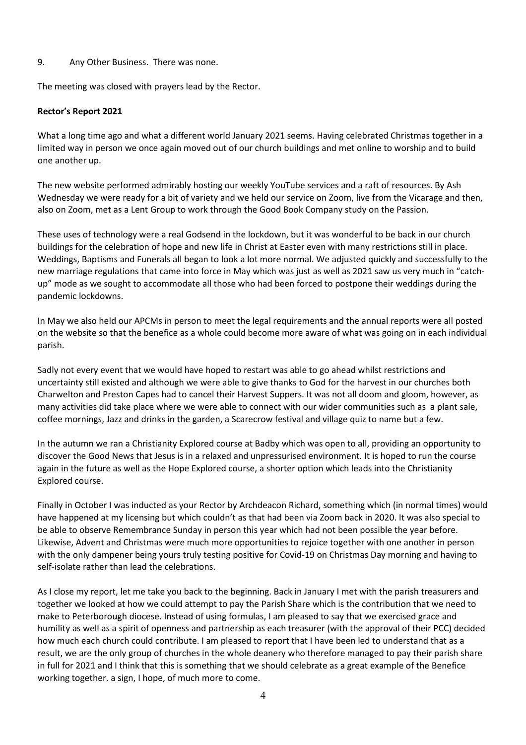9. Any Other Business. There was none.

The meeting was closed with prayers lead by the Rector.

**Rector's Report 2021**

What a long time ago and what a different world January 2021 seems. Having celebrated Christmas together in a limited way in person we once again moved out of our church buildings and met online to worship and to build one another up.

The new website performed admirably hosting our weekly YouTube services and a raft of resources. By Ash Wednesday we were ready for a bit of variety and we held our service on Zoom, live from the Vicarage and then, also on Zoom, met as a Lent Group to work through the Good Book Company study on the Passion.

These uses of technology were a real Godsend in the lockdown, but it was wonderful to be back in our church buildings for the celebration of hope and new life in Christ at Easter even with many restrictions still in place. Weddings, Baptisms and Funerals all began to look a lot more normal. We adjusted quickly and successfully to the new marriage regulations that came into force in May which was just as well as 2021 saw us very much in "catch-up" mode as we sought to accommodate all those who had been forced to postpone their weddings during the pandemic lockdowns.

In May we also held our APCMs in person to meet the legal requirements and the annual reports were all posted on the website so that the benefice as a whole could become more aware of what was going on in each individual parish.

Sadly not every event that we would have hoped to restart was able to go ahead whilst restrictions and uncertainty still existed and although we were able to give thanks to God for the harvest in our churches both Charwelton and Preston Capes had to cancel their Harvest Suppers. It was not all doom and gloom, however, as many activities did take place where we were able to connect with our wider communities such as a plant sale, coffee mornings, Jazz and drinks in the garden, a Scarecrow festival and village quiz to name but a few.

In the autumn we ran a Christianity Explored course at Badby which was open to all, providing an opportunity to discover the Good News that Jesus is in a relaxed and unpressurised environment. It is hoped to run the course again in the future as well as the Hope Explored course, a shorter option which leads into the Christianity Explored course.

Finally in October I was inducted as your Rector by Archdeacon Richard, something which (in normal times) would have happened at my licensing but which couldn't as that had been via Zoom back in 2020. It was also special to be able to observe Remembrance Sunday in person this year which had not been possible the year before. Likewise, Advent and Christmas were much more opportunities to rejoice together with one another in person with the only dampener being yours truly testing positive for Covid-19 on Christmas Day morning and having to self-isolate rather than lead the celebrations.

As I close my report, let me take you back to the beginning. Back in January I met with the parish treasurers and together we looked at how we could attempt to pay the Parish Share which is the contribution that we need to make to Peterborough diocese. Instead of using formulas, I am pleased to say that we exercised grace and humility as well as a spirit of openness and partnership as each treasurer (with the approval of their PCC) decided how much each church could contribute. I am pleased to report that I have been led to understand that as a result, we are the only group of churches in the whole deanery who therefore managed to pay their parish share in full for 2021 and I think that this is something that we should celebrate as a great example of the Benefice working together. a sign, I hope, of much more to come.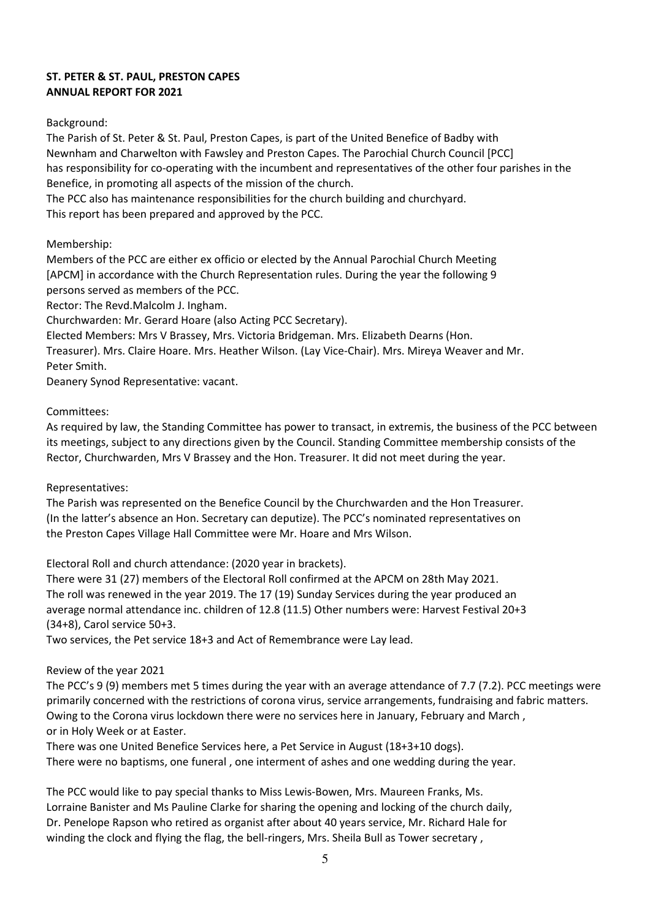**ST. PETER & ST. PAUL, PRESTON CAPES**
**ANNUAL REPORT FOR 2021**

Background:

The Parish of St. Peter & St. Paul, Preston Capes, is part of the United Benefice of Badby with Newnham and Charwelton with Fawsley and Preston Capes. The Parochial Church Council [PCC] has responsibility for co-operating with the incumbent and representatives of the other four parishes in the Benefice, in promoting all aspects of the mission of the church.

The PCC also has maintenance responsibilities for the church building and churchyard.

This report has been prepared and approved by the PCC.

Membership:

Members of the PCC are either ex officio or elected by the Annual Parochial Church Meeting [APCM] in accordance with the Church Representation rules. During the year the following 9 persons served as members of the PCC.

Rector: The Revd.Malcolm J. Ingham.

Churchwarden: Mr. Gerard Hoare (also Acting PCC Secretary).

Elected Members: Mrs V Brassey, Mrs. Victoria Bridgeman. Mrs. Elizabeth Dearns (Hon. Treasurer). Mrs. Claire Hoare. Mrs. Heather Wilson. (Lay Vice-Chair). Mrs. Mireya Weaver and Mr. Peter Smith.

Deanery Synod Representative: vacant.

Committees:

As required by law, the Standing Committee has power to transact, in extremis, the business of the PCC between its meetings, subject to any directions given by the Council. Standing Committee membership consists of the Rector, Churchwarden, Mrs V Brassey and the Hon. Treasurer. It did not meet during the year.

Representatives:

The Parish was represented on the Benefice Council by the Churchwarden and the Hon Treasurer. (In the latter's absence an Hon. Secretary can deputize). The PCC's nominated representatives on the Preston Capes Village Hall Committee were Mr. Hoare and Mrs Wilson.

Electoral Roll and church attendance: (2020 year in brackets).

There were 31 (27) members of the Electoral Roll confirmed at the APCM on 28th May 2021. The roll was renewed in the year 2019. The 17 (19) Sunday Services during the year produced an average normal attendance inc. children of 12.8 (11.5) Other numbers were: Harvest Festival 20+3 (34+8), Carol service 50+3.

Two services, the Pet service 18+3 and Act of Remembrance were Lay lead.

Review of the year 2021

The PCC's 9 (9) members met 5 times during the year with an average attendance of 7.7 (7.2). PCC meetings were primarily concerned with the restrictions of corona virus, service arrangements, fundraising and fabric matters. Owing to the Corona virus lockdown there were no services here in January, February and March , or in Holy Week or at Easter.

There was one United Benefice Services here, a Pet Service in August (18+3+10 dogs).

There were no baptisms, one funeral , one interment of ashes and one wedding during the year.

The PCC would like to pay special thanks to Miss Lewis-Bowen, Mrs. Maureen Franks, Ms. Lorraine Banister and Ms Pauline Clarke for sharing the opening and locking of the church daily, Dr. Penelope Rapson who retired as organist after about 40 years service, Mr. Richard Hale for winding the clock and flying the flag, the bell-ringers, Mrs. Sheila Bull as Tower secretary ,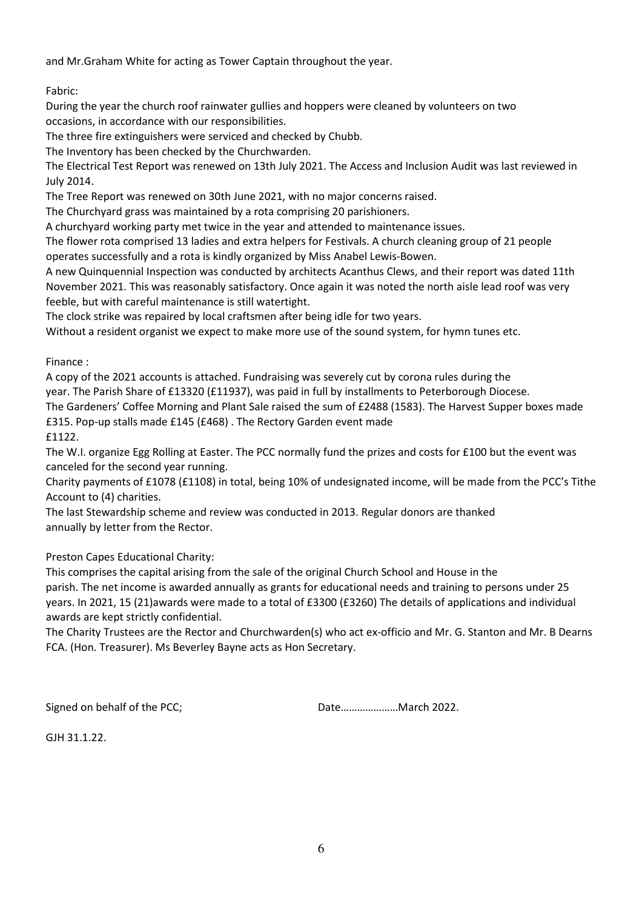and Mr.Graham White for acting as Tower Captain throughout the year.

Fabric:

During the year the church roof rainwater gullies and hoppers were cleaned by volunteers on two occasions, in accordance with our responsibilities.
The three fire extinguishers were serviced and checked by Chubb.
The Inventory has been checked by the Churchwarden.
The Electrical Test Report was renewed on 13th July 2021. The Access and Inclusion Audit was last reviewed in July 2014.
The Tree Report was renewed on 30th June 2021, with no major concerns raised.
The Churchyard grass was maintained by a rota comprising 20 parishioners.
A churchyard working party met twice in the year and attended to maintenance issues.
The flower rota comprised 13 ladies and extra helpers for Festivals. A church cleaning group of 21 people operates successfully and a rota is kindly organized by Miss Anabel Lewis-Bowen.
A new Quinquennial Inspection was conducted by architects Acanthus Clews, and their report was dated 11th November 2021. This was reasonably satisfactory. Once again it was noted the north aisle lead roof was very feeble, but with careful maintenance is still watertight.
The clock strike was repaired by local craftsmen after being idle for two years.
Without a resident organist we expect to make more use of the sound system, for hymn tunes etc.

Finance :

A copy of the 2021 accounts is attached. Fundraising was severely cut by corona rules during the year. The Parish Share of £13320 (£11937), was paid in full by installments to Peterborough Diocese.
The Gardeners' Coffee Morning and Plant Sale raised the sum of £2488 (1583). The Harvest Supper boxes made £315. Pop-up stalls made £145 (£468) . The Rectory Garden event made £1122.
The W.I. organize Egg Rolling at Easter. The PCC normally fund the prizes and costs for £100 but the event was canceled for the second year running.
Charity payments of £1078 (£1108) in total, being 10% of undesignated income, will be made from the PCC's Tithe Account to (4) charities.
The last Stewardship scheme and review was conducted in 2013. Regular donors are thanked annually by letter from the Rector.

Preston Capes Educational Charity:

This comprises the capital arising from the sale of the original Church School and House in the parish. The net income is awarded annually as grants for educational needs and training to persons under 25 years. In 2021, 15 (21)awards were made to a total of £3300 (£3260) The details of applications and individual awards are kept strictly confidential.
The Charity Trustees are the Rector and Churchwarden(s) who act ex-officio and Mr. G. Stanton and Mr. B Dearns FCA. (Hon. Treasurer). Ms Beverley Bayne acts as Hon Secretary.

Signed on behalf of the PCC; Date…………………March 2022.

GJH 31.1.22.